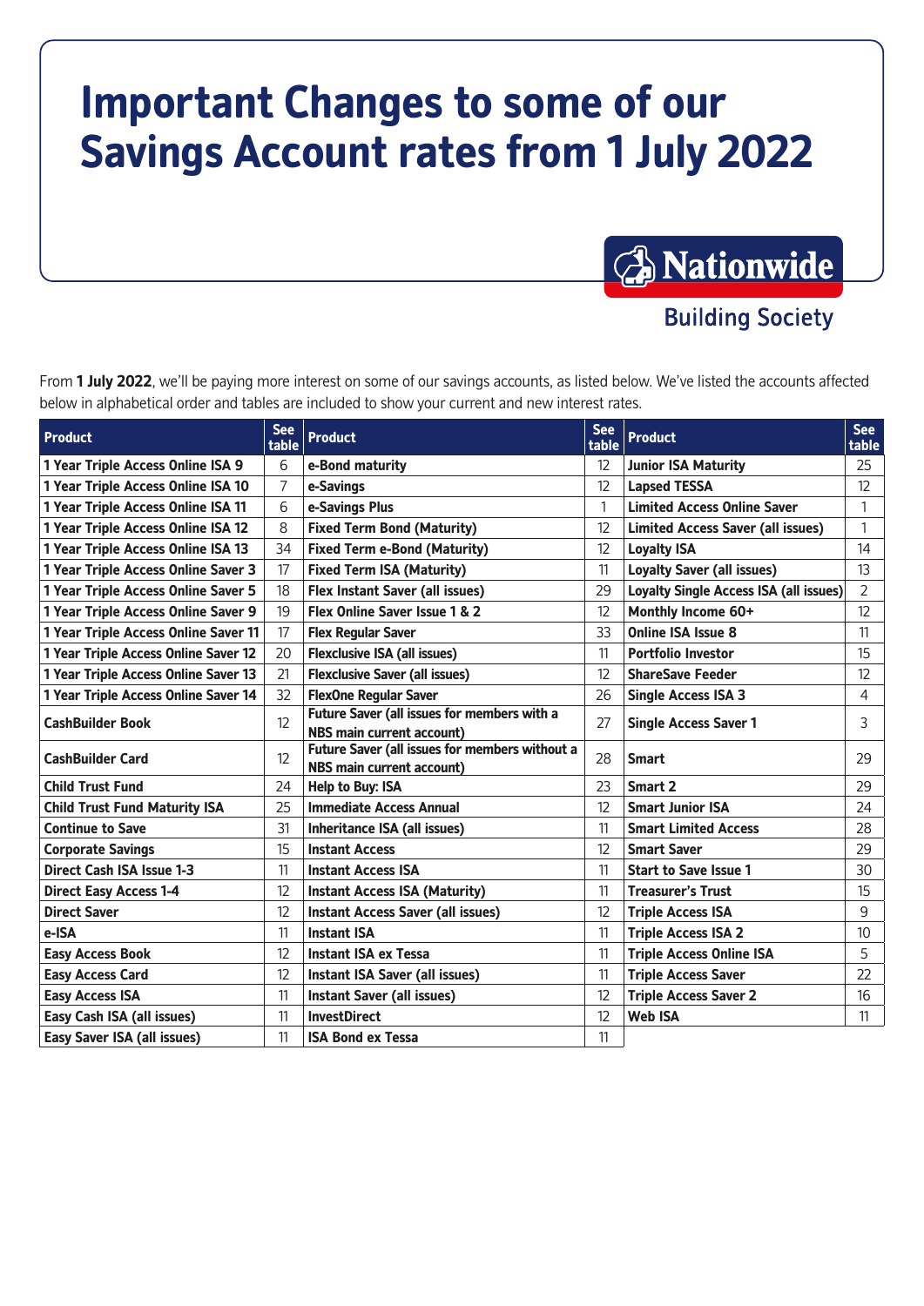# Important Changes to some of our Savings Account rates from 1 July 2022

Nationwide Building Society

From **1 July 2022**, we'll be paying more interest on some of our savings accounts, as listed below. We've listed the accounts affected below in alphabetical order and tables are included to show your current and new interest rates.

| Product | See table | Product | See table | Product | See table |
|---|---|---|---|---|---|
| 1 Year Triple Access Online ISA 9 | 6 | e-Bond maturity | 12 | Junior ISA Maturity | 25 |
| 1 Year Triple Access Online ISA 10 | 7 | e-Savings | 12 | Lapsed TESSA | 12 |
| 1 Year Triple Access Online ISA 11 | 6 | e-Savings Plus | 1 | Limited Access Online Saver | 1 |
| 1 Year Triple Access Online ISA 12 | 8 | Fixed Term Bond (Maturity) | 12 | Limited Access Saver (all issues) | 1 |
| 1 Year Triple Access Online ISA 13 | 34 | Fixed Term e-Bond (Maturity) | 12 | Loyalty ISA | 14 |
| 1 Year Triple Access Online Saver 3 | 17 | Fixed Term ISA (Maturity) | 11 | Loyalty Saver (all issues) | 13 |
| 1 Year Triple Access Online Saver 5 | 18 | Flex Instant Saver (all issues) | 29 | Loyalty Single Access ISA (all issues) | 2 |
| 1 Year Triple Access Online Saver 9 | 19 | Flex Online Saver Issue 1 & 2 | 12 | Monthly Income 60+ | 12 |
| 1 Year Triple Access Online Saver 11 | 17 | Flex Regular Saver | 33 | Online ISA Issue 8 | 11 |
| 1 Year Triple Access Online Saver 12 | 20 | Flexclusive ISA (all issues) | 11 | Portfolio Investor | 15 |
| 1 Year Triple Access Online Saver 13 | 21 | Flexclusive Saver (all issues) | 12 | ShareSave Feeder | 12 |
| 1 Year Triple Access Online Saver 14 | 32 | FlexOne Regular Saver | 26 | Single Access ISA 3 | 4 |
| CashBuilder Book | 12 | Future Saver (all issues for members with a NBS main current account) | 27 | Single Access Saver 1 | 3 |
| CashBuilder Card | 12 | Future Saver (all issues for members without a NBS main current account) | 28 | Smart | 29 |
| Child Trust Fund | 24 | Help to Buy: ISA | 23 | Smart 2 | 29 |
| Child Trust Fund Maturity ISA | 25 | Immediate Access Annual | 12 | Smart Junior ISA | 24 |
| Continue to Save | 31 | Inheritance ISA (all issues) | 11 | Smart Limited Access | 28 |
| Corporate Savings | 15 | Instant Access | 12 | Smart Saver | 29 |
| Direct Cash ISA Issue 1-3 | 11 | Instant Access ISA | 11 | Start to Save Issue 1 | 30 |
| Direct Easy Access 1-4 | 12 | Instant Access ISA (Maturity) | 11 | Treasurer's Trust | 15 |
| Direct Saver | 12 | Instant Access Saver (all issues) | 12 | Triple Access ISA | 9 |
| e-ISA | 11 | Instant ISA | 11 | Triple Access ISA 2 | 10 |
| Easy Access Book | 12 | Instant ISA ex Tessa | 11 | Triple Access Online ISA | 5 |
| Easy Access Card | 12 | Instant ISA Saver (all issues) | 11 | Triple Access Saver | 22 |
| Easy Access ISA | 11 | Instant Saver (all issues) | 12 | Triple Access Saver 2 | 16 |
| Easy Cash ISA (all issues) | 11 | InvestDirect | 12 | Web ISA | 11 |
| Easy Saver ISA (all issues) | 11 | ISA Bond ex Tessa | 11 | | |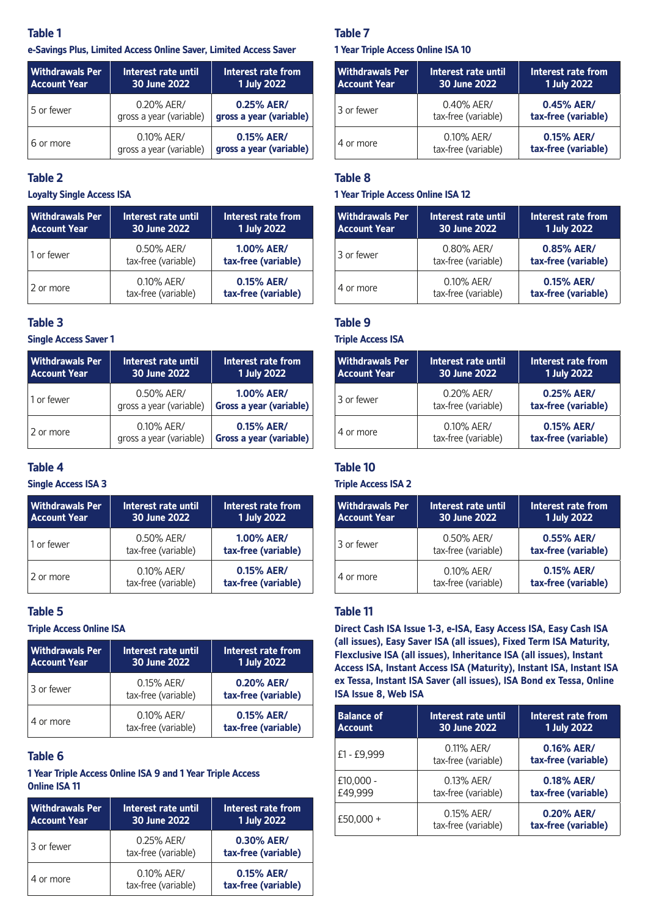## Table 1

### e-Savings Plus, Limited Access Online Saver, Limited Access Saver

| Withdrawals Per Account Year | Interest rate until 30 June 2022 | Interest rate from 1 July 2022 |
|---|---|---|
| 5 or fewer | 0.20% AER/ gross a year (variable) | **0.25% AER/ gross a year (variable)** |
| 6 or more | 0.10% AER/ gross a year (variable) | **0.15% AER/ gross a year (variable)** |

## Table 2

### Loyalty Single Access ISA

| Withdrawals Per Account Year | Interest rate until 30 June 2022 | Interest rate from 1 July 2022 |
|---|---|---|
| 1 or fewer | 0.50% AER/ tax-free (variable) | **1.00% AER/ tax-free (variable)** |
| 2 or more | 0.10% AER/ tax-free (variable) | **0.15% AER/ tax-free (variable)** |

## Table 3

### Single Access Saver 1

| Withdrawals Per Account Year | Interest rate until 30 June 2022 | Interest rate from 1 July 2022 |
|---|---|---|
| 1 or fewer | 0.50% AER/ gross a year (variable) | **1.00% AER/ Gross a year (variable)** |
| 2 or more | 0.10% AER/ gross a year (variable) | **0.15% AER/ Gross a year (variable)** |

## Table 4

### Single Access ISA 3

| Withdrawals Per Account Year | Interest rate until 30 June 2022 | Interest rate from 1 July 2022 |
|---|---|---|
| 1 or fewer | 0.50% AER/ tax-free (variable) | **1.00% AER/ tax-free (variable)** |
| 2 or more | 0.10% AER/ tax-free (variable) | **0.15% AER/ tax-free (variable)** |

## Table 5

### Triple Access Online ISA

| Withdrawals Per Account Year | Interest rate until 30 June 2022 | Interest rate from 1 July 2022 |
|---|---|---|
| 3 or fewer | 0.15% AER/ tax-free (variable) | **0.20% AER/ tax-free (variable)** |
| 4 or more | 0.10% AER/ tax-free (variable) | **0.15% AER/ tax-free (variable)** |

## Table 6

### 1 Year Triple Access Online ISA 9 and 1 Year Triple Access Online ISA 11

| Withdrawals Per Account Year | Interest rate until 30 June 2022 | Interest rate from 1 July 2022 |
|---|---|---|
| 3 or fewer | 0.25% AER/ tax-free (variable) | **0.30% AER/ tax-free (variable)** |
| 4 or more | 0.10% AER/ tax-free (variable) | **0.15% AER/ tax-free (variable)** |

## Table 7

### 1 Year Triple Access Online ISA 10

| Withdrawals Per Account Year | Interest rate until 30 June 2022 | Interest rate from 1 July 2022 |
|---|---|---|
| 3 or fewer | 0.40% AER/ tax-free (variable) | **0.45% AER/ tax-free (variable)** |
| 4 or more | 0.10% AER/ tax-free (variable) | **0.15% AER/ tax-free (variable)** |

## Table 8

### 1 Year Triple Access Online ISA 12

| Withdrawals Per Account Year | Interest rate until 30 June 2022 | Interest rate from 1 July 2022 |
|---|---|---|
| 3 or fewer | 0.80% AER/ tax-free (variable) | **0.85% AER/ tax-free (variable)** |
| 4 or more | 0.10% AER/ tax-free (variable) | **0.15% AER/ tax-free (variable)** |

## Table 9

### Triple Access ISA

| Withdrawals Per Account Year | Interest rate until 30 June 2022 | Interest rate from 1 July 2022 |
|---|---|---|
| 3 or fewer | 0.20% AER/ tax-free (variable) | **0.25% AER/ tax-free (variable)** |
| 4 or more | 0.10% AER/ tax-free (variable) | **0.15% AER/ tax-free (variable)** |

## Table 10

### Triple Access ISA 2

| Withdrawals Per Account Year | Interest rate until 30 June 2022 | Interest rate from 1 July 2022 |
|---|---|---|
| 3 or fewer | 0.50% AER/ tax-free (variable) | **0.55% AER/ tax-free (variable)** |
| 4 or more | 0.10% AER/ tax-free (variable) | **0.15% AER/ tax-free (variable)** |

## Table 11

### Direct Cash ISA Issue 1-3, e-ISA, Easy Access ISA, Easy Cash ISA (all issues), Easy Saver ISA (all issues), Fixed Term ISA Maturity, Flexclusive ISA (all issues), Inheritance ISA (all issues), Instant Access ISA, Instant Access ISA (Maturity), Instant ISA, Instant ISA ex Tessa, Instant ISA Saver (all issues), ISA Bond ex Tessa, Online ISA Issue 8, Web ISA

| Balance of Account | Interest rate until 30 June 2022 | Interest rate from 1 July 2022 |
|---|---|---|
| £1 - £9,999 | 0.11% AER/ tax-free (variable) | **0.16% AER/ tax-free (variable)** |
| £10,000 - £49,999 | 0.13% AER/ tax-free (variable) | **0.18% AER/ tax-free (variable)** |
| £50,000 + | 0.15% AER/ tax-free (variable) | **0.20% AER/ tax-free (variable)** |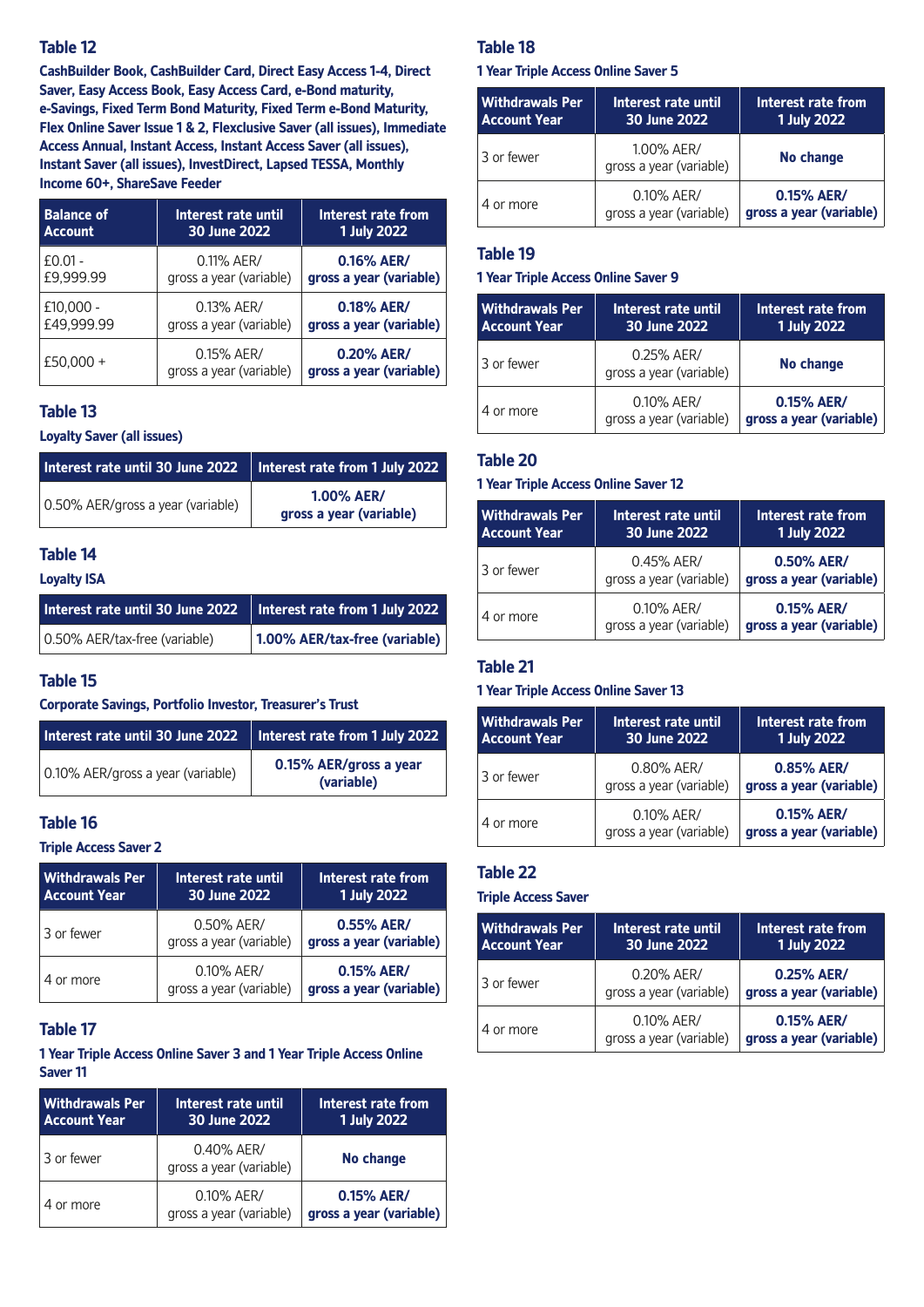## Table 12

**CashBuilder Book, CashBuilder Card, Direct Easy Access 1-4, Direct Saver, Easy Access Book, Easy Access Card, e-Bond maturity, e-Savings, Fixed Term Bond Maturity, Fixed Term e-Bond Maturity, Flex Online Saver Issue 1 & 2, Flexclusive Saver (all issues), Immediate Access Annual, Instant Access, Instant Access Saver (all issues), Instant Saver (all issues), InvestDirect, Lapsed TESSA, Monthly Income 60+, ShareSave Feeder**

| Balance of Account | Interest rate until 30 June 2022 | Interest rate from 1 July 2022 |
|---|---|---|
| £0.01 - £9,999.99 | 0.11% AER/ gross a year (variable) | **0.16% AER/ gross a year (variable)** |
| £10,000 - £49,999.99 | 0.13% AER/ gross a year (variable) | **0.18% AER/ gross a year (variable)** |
| £50,000 + | 0.15% AER/ gross a year (variable) | **0.20% AER/ gross a year (variable)** |

## Table 13

**Loyalty Saver (all issues)**

| Interest rate until 30 June 2022 | Interest rate from 1 July 2022 |
|---|---|
| 0.50% AER/gross a year (variable) | **1.00% AER/ gross a year (variable)** |

## Table 14

**Loyalty ISA**

| Interest rate until 30 June 2022 | Interest rate from 1 July 2022 |
|---|---|
| 0.50% AER/tax-free (variable) | **1.00% AER/tax-free (variable)** |

## Table 15

**Corporate Savings, Portfolio Investor, Treasurer's Trust**

| Interest rate until 30 June 2022 | Interest rate from 1 July 2022 |
|---|---|
| 0.10% AER/gross a year (variable) | **0.15% AER/gross a year (variable)** |

## Table 16

**Triple Access Saver 2**

| Withdrawals Per Account Year | Interest rate until 30 June 2022 | Interest rate from 1 July 2022 |
|---|---|---|
| 3 or fewer | 0.50% AER/ gross a year (variable) | **0.55% AER/ gross a year (variable)** |
| 4 or more | 0.10% AER/ gross a year (variable) | **0.15% AER/ gross a year (variable)** |

## Table 17

**1 Year Triple Access Online Saver 3 and 1 Year Triple Access Online Saver 11**

| Withdrawals Per Account Year | Interest rate until 30 June 2022 | Interest rate from 1 July 2022 |
|---|---|---|
| 3 or fewer | 0.40% AER/ gross a year (variable) | **No change** |
| 4 or more | 0.10% AER/ gross a year (variable) | **0.15% AER/ gross a year (variable)** |

## Table 18

**1 Year Triple Access Online Saver 5**

| Withdrawals Per Account Year | Interest rate until 30 June 2022 | Interest rate from 1 July 2022 |
|---|---|---|
| 3 or fewer | 1.00% AER/ gross a year (variable) | **No change** |
| 4 or more | 0.10% AER/ gross a year (variable) | **0.15% AER/ gross a year (variable)** |

## Table 19

**1 Year Triple Access Online Saver 9**

| Withdrawals Per Account Year | Interest rate until 30 June 2022 | Interest rate from 1 July 2022 |
|---|---|---|
| 3 or fewer | 0.25% AER/ gross a year (variable) | **No change** |
| 4 or more | 0.10% AER/ gross a year (variable) | **0.15% AER/ gross a year (variable)** |

## Table 20

**1 Year Triple Access Online Saver 12**

| Withdrawals Per Account Year | Interest rate until 30 June 2022 | Interest rate from 1 July 2022 |
|---|---|---|
| 3 or fewer | 0.45% AER/ gross a year (variable) | **0.50% AER/ gross a year (variable)** |
| 4 or more | 0.10% AER/ gross a year (variable) | **0.15% AER/ gross a year (variable)** |

## Table 21

**1 Year Triple Access Online Saver 13**

| Withdrawals Per Account Year | Interest rate until 30 June 2022 | Interest rate from 1 July 2022 |
|---|---|---|
| 3 or fewer | 0.80% AER/ gross a year (variable) | **0.85% AER/ gross a year (variable)** |
| 4 or more | 0.10% AER/ gross a year (variable) | **0.15% AER/ gross a year (variable)** |

## Table 22

**Triple Access Saver**

| Withdrawals Per Account Year | Interest rate until 30 June 2022 | Interest rate from 1 July 2022 |
|---|---|---|
| 3 or fewer | 0.20% AER/ gross a year (variable) | **0.25% AER/ gross a year (variable)** |
| 4 or more | 0.10% AER/ gross a year (variable) | **0.15% AER/ gross a year (variable)** |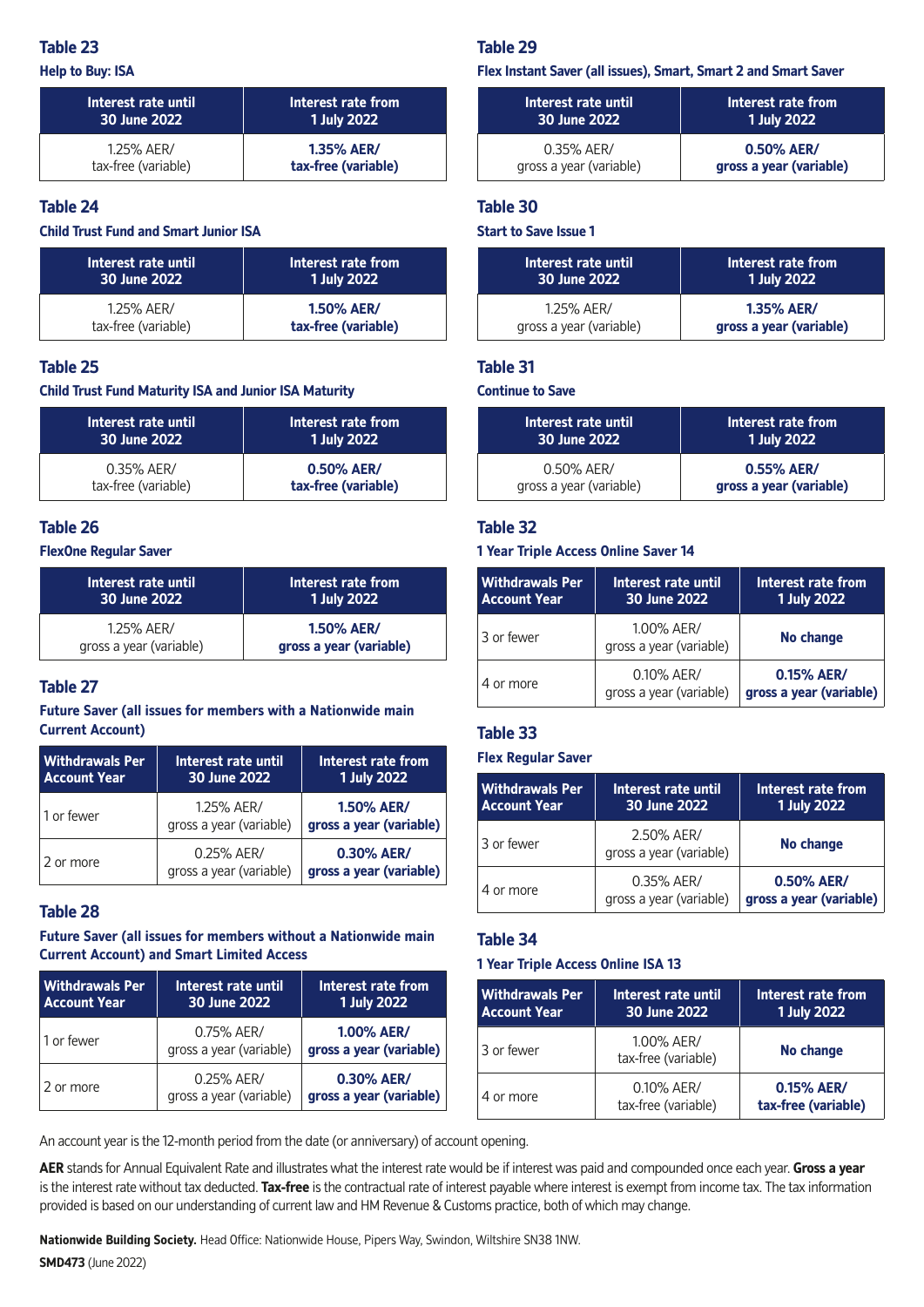## Table 23

### Help to Buy: ISA

| Interest rate until 30 June 2022 | Interest rate from 1 July 2022 |
|---|---|
| 1.25% AER/ tax-free (variable) | **1.35% AER/ tax-free (variable)** |

## Table 24

### Child Trust Fund and Smart Junior ISA

| Interest rate until 30 June 2022 | Interest rate from 1 July 2022 |
|---|---|
| 1.25% AER/ tax-free (variable) | **1.50% AER/ tax-free (variable)** |

## Table 25

### Child Trust Fund Maturity ISA and Junior ISA Maturity

| Interest rate until 30 June 2022 | Interest rate from 1 July 2022 |
|---|---|
| 0.35% AER/ tax-free (variable) | **0.50% AER/ tax-free (variable)** |

## Table 26

### FlexOne Regular Saver

| Interest rate until 30 June 2022 | Interest rate from 1 July 2022 |
|---|---|
| 1.25% AER/ gross a year (variable) | **1.50% AER/ gross a year (variable)** |

## Table 27

### Future Saver (all issues for members with a Nationwide main Current Account)

| Withdrawals Per Account Year | Interest rate until 30 June 2022 | Interest rate from 1 July 2022 |
|---|---|---|
| 1 or fewer | 1.25% AER/ gross a year (variable) | **1.50% AER/ gross a year (variable)** |
| 2 or more | 0.25% AER/ gross a year (variable) | **0.30% AER/ gross a year (variable)** |

## Table 28

### Future Saver (all issues for members without a Nationwide main Current Account) and Smart Limited Access

| Withdrawals Per Account Year | Interest rate until 30 June 2022 | Interest rate from 1 July 2022 |
|---|---|---|
| 1 or fewer | 0.75% AER/ gross a year (variable) | **1.00% AER/ gross a year (variable)** |
| 2 or more | 0.25% AER/ gross a year (variable) | **0.30% AER/ gross a year (variable)** |

## Table 29

### Flex Instant Saver (all issues), Smart, Smart 2 and Smart Saver

| Interest rate until 30 June 2022 | Interest rate from 1 July 2022 |
|---|---|
| 0.35% AER/ gross a year (variable) | **0.50% AER/ gross a year (variable)** |

## Table 30

### Start to Save Issue 1

| Interest rate until 30 June 2022 | Interest rate from 1 July 2022 |
|---|---|
| 1.25% AER/ gross a year (variable) | **1.35% AER/ gross a year (variable)** |

## Table 31

### Continue to Save

| Interest rate until 30 June 2022 | Interest rate from 1 July 2022 |
|---|---|
| 0.50% AER/ gross a year (variable) | **0.55% AER/ gross a year (variable)** |

## Table 32

### 1 Year Triple Access Online Saver 14

| Withdrawals Per Account Year | Interest rate until 30 June 2022 | Interest rate from 1 July 2022 |
|---|---|---|
| 3 or fewer | 1.00% AER/ gross a year (variable) | **No change** |
| 4 or more | 0.10% AER/ gross a year (variable) | **0.15% AER/ gross a year (variable)** |

## Table 33

### Flex Regular Saver

| Withdrawals Per Account Year | Interest rate until 30 June 2022 | Interest rate from 1 July 2022 |
|---|---|---|
| 3 or fewer | 2.50% AER/ gross a year (variable) | **No change** |
| 4 or more | 0.35% AER/ gross a year (variable) | **0.50% AER/ gross a year (variable)** |

## Table 34

### 1 Year Triple Access Online ISA 13

| Withdrawals Per Account Year | Interest rate until 30 June 2022 | Interest rate from 1 July 2022 |
|---|---|---|
| 3 or fewer | 1.00% AER/ tax-free (variable) | **No change** |
| 4 or more | 0.10% AER/ tax-free (variable) | **0.15% AER/ tax-free (variable)** |

An account year is the 12-month period from the date (or anniversary) of account opening.

**AER** stands for Annual Equivalent Rate and illustrates what the interest rate would be if interest was paid and compounded once each year. **Gross a year** is the interest rate without tax deducted. **Tax-free** is the contractual rate of interest payable where interest is exempt from income tax. The tax information provided is based on our understanding of current law and HM Revenue & Customs practice, both of which may change.

**Nationwide Building Society.** Head Office: Nationwide House, Pipers Way, Swindon, Wiltshire SN38 1NW.

**SMD473** (June 2022)